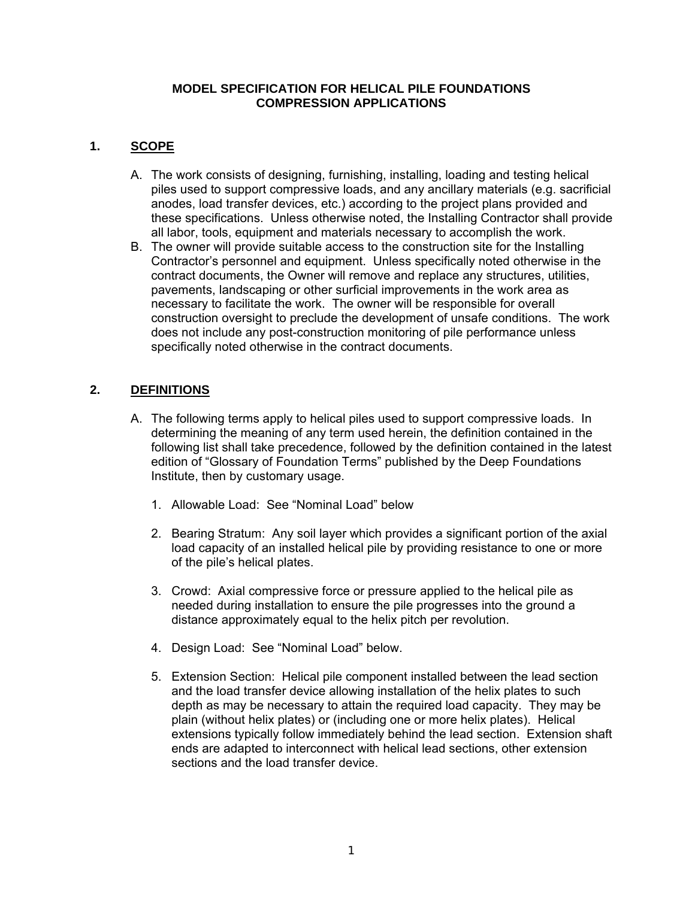# MODEL SPECIFICATION FOR HELICAL PILE FOUNDATIONS COMPRESSION APPLICATIONS

## 1. SCOPE

A. The work consists of designing, furnishing, installing, loading and testing helical piles used to support compressive loads, and any ancillary materials (e.g. sacrificial anodes, load transfer devices, etc.) according to the project plans provided and these specifications. Unless otherwise noted, the Installing Contractor shall provide all labor, tools, equipment and materials necessary to accomplish the work.

B. The owner will provide suitable access to the construction site for the Installing Contractor's personnel and equipment. Unless specifically noted otherwise in the contract documents, the Owner will remove and replace any structures, utilities, pavements, landscaping or other surficial improvements in the work area as necessary to facilitate the work. The owner will be responsible for overall construction oversight to preclude the development of unsafe conditions. The work does not include any post-construction monitoring of pile performance unless specifically noted otherwise in the contract documents.

## 2. DEFINITIONS

A. The following terms apply to helical piles used to support compressive loads. In determining the meaning of any term used herein, the definition contained in the following list shall take precedence, followed by the definition contained in the latest edition of "Glossary of Foundation Terms" published by the Deep Foundations Institute, then by customary usage.

1. Allowable Load: See "Nominal Load" below

2. Bearing Stratum: Any soil layer which provides a significant portion of the axial load capacity of an installed helical pile by providing resistance to one or more of the pile's helical plates.

3. Crowd: Axial compressive force or pressure applied to the helical pile as needed during installation to ensure the pile progresses into the ground a distance approximately equal to the helix pitch per revolution.

4. Design Load: See "Nominal Load" below.

5. Extension Section: Helical pile component installed between the lead section and the load transfer device allowing installation of the helix plates to such depth as may be necessary to attain the required load capacity. They may be plain (without helix plates) or (including one or more helix plates). Helical extensions typically follow immediately behind the lead section. Extension shaft ends are adapted to interconnect with helical lead sections, other extension sections and the load transfer device.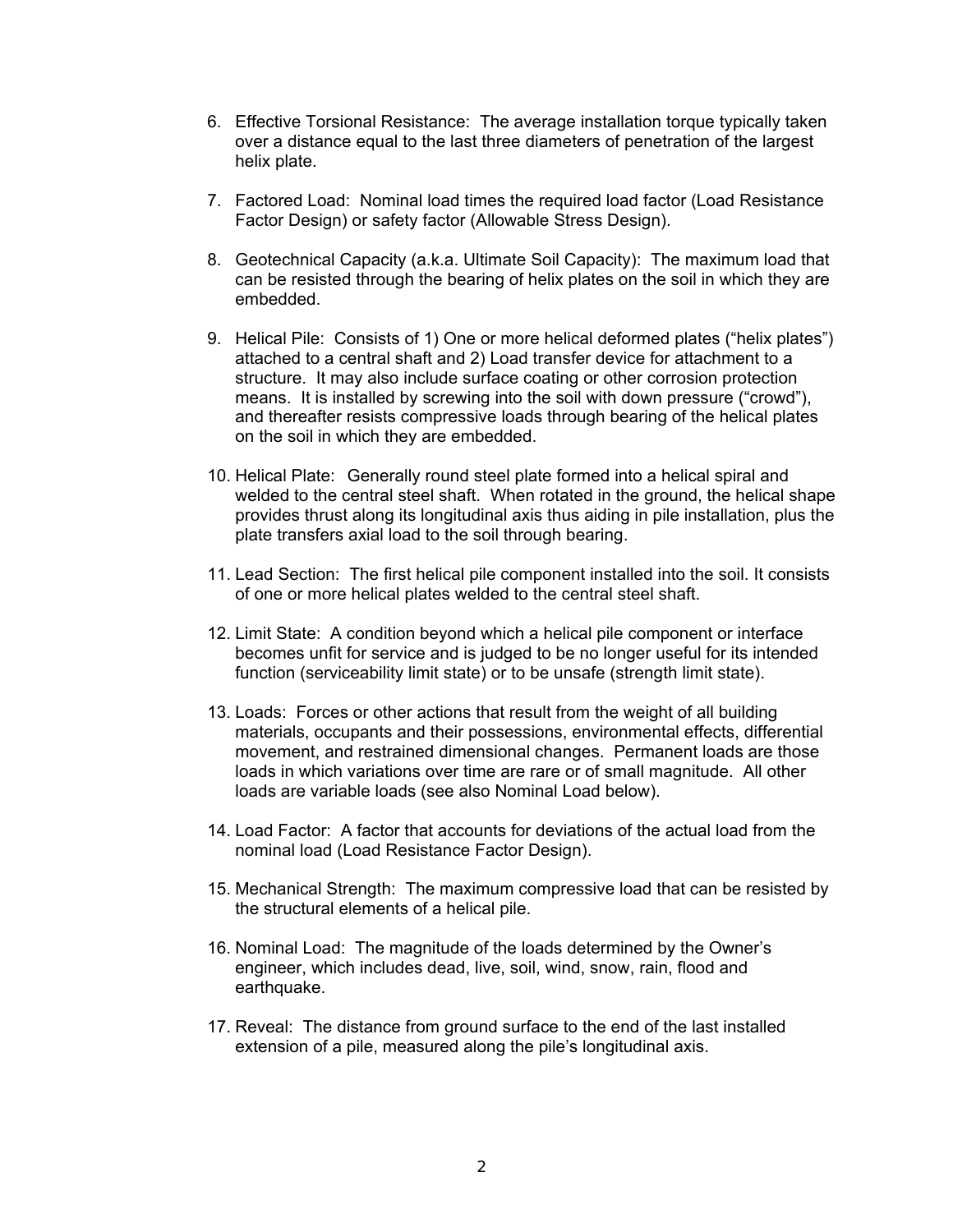6. Effective Torsional Resistance: The average installation torque typically taken over a distance equal to the last three diameters of penetration of the largest helix plate.

7. Factored Load: Nominal load times the required load factor (Load Resistance Factor Design) or safety factor (Allowable Stress Design).

8. Geotechnical Capacity (a.k.a. Ultimate Soil Capacity): The maximum load that can be resisted through the bearing of helix plates on the soil in which they are embedded.

9. Helical Pile: Consists of 1) One or more helical deformed plates ("helix plates") attached to a central shaft and 2) Load transfer device for attachment to a structure. It may also include surface coating or other corrosion protection means. It is installed by screwing into the soil with down pressure ("crowd"), and thereafter resists compressive loads through bearing of the helical plates on the soil in which they are embedded.

10. Helical Plate: Generally round steel plate formed into a helical spiral and welded to the central steel shaft. When rotated in the ground, the helical shape provides thrust along its longitudinal axis thus aiding in pile installation, plus the plate transfers axial load to the soil through bearing.

11. Lead Section: The first helical pile component installed into the soil. It consists of one or more helical plates welded to the central steel shaft.

12. Limit State: A condition beyond which a helical pile component or interface becomes unfit for service and is judged to be no longer useful for its intended function (serviceability limit state) or to be unsafe (strength limit state).

13. Loads: Forces or other actions that result from the weight of all building materials, occupants and their possessions, environmental effects, differential movement, and restrained dimensional changes. Permanent loads are those loads in which variations over time are rare or of small magnitude. All other loads are variable loads (see also Nominal Load below).

14. Load Factor: A factor that accounts for deviations of the actual load from the nominal load (Load Resistance Factor Design).

15. Mechanical Strength: The maximum compressive load that can be resisted by the structural elements of a helical pile.

16. Nominal Load: The magnitude of the loads determined by the Owner's engineer, which includes dead, live, soil, wind, snow, rain, flood and earthquake.

17. Reveal: The distance from ground surface to the end of the last installed extension of a pile, measured along the pile's longitudinal axis.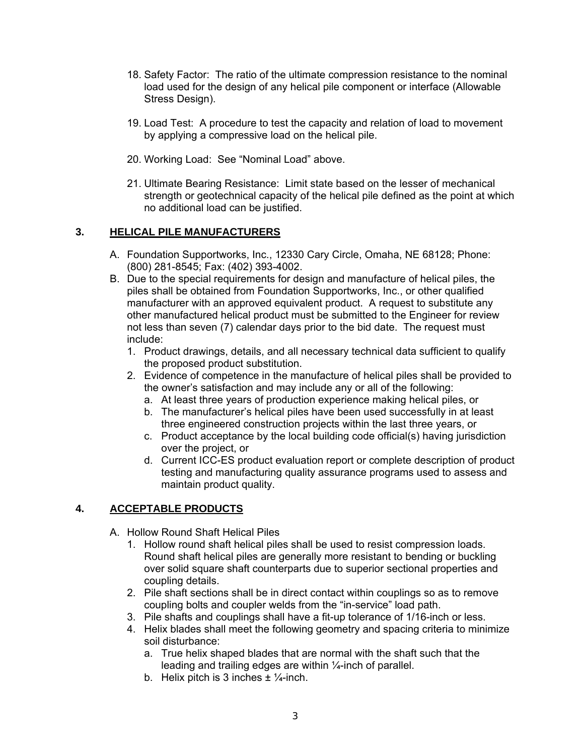18. Safety Factor: The ratio of the ultimate compression resistance to the nominal load used for the design of any helical pile component or interface (Allowable Stress Design).

19. Load Test: A procedure to test the capacity and relation of load to movement by applying a compressive load on the helical pile.

20. Working Load: See “Nominal Load” above.

21. Ultimate Bearing Resistance: Limit state based on the lesser of mechanical strength or geotechnical capacity of the helical pile defined as the point at which no additional load can be justified.

## 3. HELICAL PILE MANUFACTURERS

A. Foundation Supportworks, Inc., 12330 Cary Circle, Omaha, NE 68128; Phone: (800) 281-8545; Fax: (402) 393-4002.

B. Due to the special requirements for design and manufacture of helical piles, the piles shall be obtained from Foundation Supportworks, Inc., or other qualified manufacturer with an approved equivalent product. A request to substitute any other manufactured helical product must be submitted to the Engineer for review not less than seven (7) calendar days prior to the bid date. The request must include:
   1. Product drawings, details, and all necessary technical data sufficient to qualify the proposed product substitution.
   2. Evidence of competence in the manufacture of helical piles shall be provided to the owner’s satisfaction and may include any or all of the following:
      a. At least three years of production experience making helical piles, or
      b. The manufacturer’s helical piles have been used successfully in at least three engineered construction projects within the last three years, or
      c. Product acceptance by the local building code official(s) having jurisdiction over the project, or
      d. Current ICC-ES product evaluation report or complete description of product testing and manufacturing quality assurance programs used to assess and maintain product quality.

## 4. ACCEPTABLE PRODUCTS

A. Hollow Round Shaft Helical Piles
   1. Hollow round shaft helical piles shall be used to resist compression loads. Round shaft helical piles are generally more resistant to bending or buckling over solid square shaft counterparts due to superior sectional properties and coupling details.
   2. Pile shaft sections shall be in direct contact within couplings so as to remove coupling bolts and coupler welds from the “in-service” load path.
   3. Pile shafts and couplings shall have a fit-up tolerance of 1/16-inch or less.
   4. Helix blades shall meet the following geometry and spacing criteria to minimize soil disturbance:
      a. True helix shaped blades that are normal with the shaft such that the leading and trailing edges are within ¼-inch of parallel.
      b. Helix pitch is 3 inches ± ¼-inch.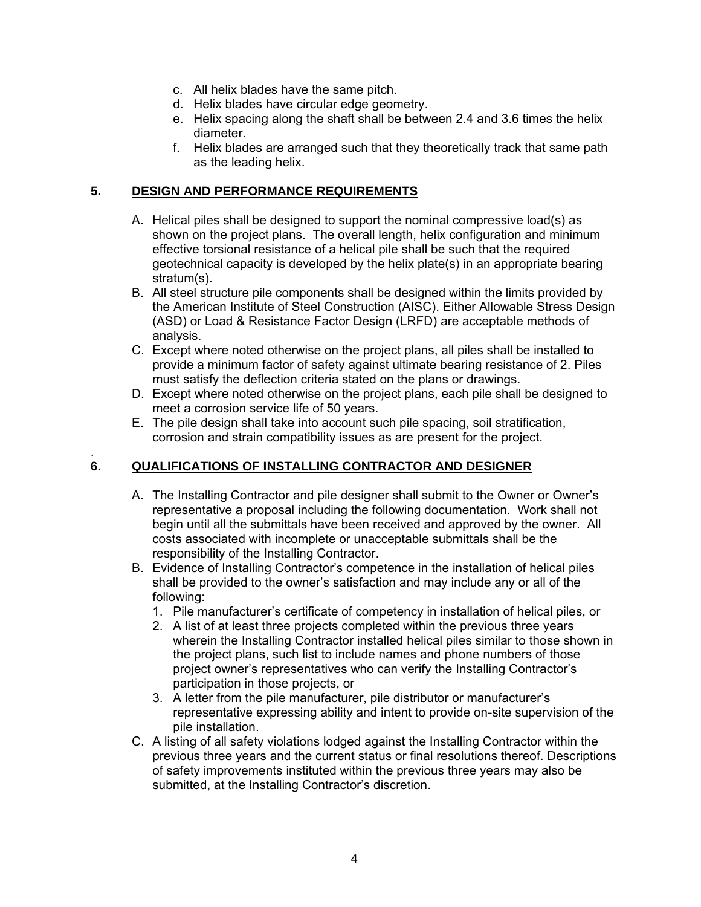c. All helix blades have the same pitch.
d. Helix blades have circular edge geometry.
e. Helix spacing along the shaft shall be between 2.4 and 3.6 times the helix diameter.
f. Helix blades are arranged such that they theoretically track that same path as the leading helix.

## 5. DESIGN AND PERFORMANCE REQUIREMENTS

A. Helical piles shall be designed to support the nominal compressive load(s) as shown on the project plans. The overall length, helix configuration and minimum effective torsional resistance of a helical pile shall be such that the required geotechnical capacity is developed by the helix plate(s) in an appropriate bearing stratum(s).
B. All steel structure pile components shall be designed within the limits provided by the American Institute of Steel Construction (AISC). Either Allowable Stress Design (ASD) or Load & Resistance Factor Design (LRFD) are acceptable methods of analysis.
C. Except where noted otherwise on the project plans, all piles shall be installed to provide a minimum factor of safety against ultimate bearing resistance of 2. Piles must satisfy the deflection criteria stated on the plans or drawings.
D. Except where noted otherwise on the project plans, each pile shall be designed to meet a corrosion service life of 50 years.
E. The pile design shall take into account such pile spacing, soil stratification, corrosion and strain compatibility issues as are present for the project.

## 6. QUALIFICATIONS OF INSTALLING CONTRACTOR AND DESIGNER

A. The Installing Contractor and pile designer shall submit to the Owner or Owner's representative a proposal including the following documentation. Work shall not begin until all the submittals have been received and approved by the owner. All costs associated with incomplete or unacceptable submittals shall be the responsibility of the Installing Contractor.
B. Evidence of Installing Contractor's competence in the installation of helical piles shall be provided to the owner's satisfaction and may include any or all of the following:
   1. Pile manufacturer's certificate of competency in installation of helical piles, or
   2. A list of at least three projects completed within the previous three years wherein the Installing Contractor installed helical piles similar to those shown in the project plans, such list to include names and phone numbers of those project owner's representatives who can verify the Installing Contractor's participation in those projects, or
   3. A letter from the pile manufacturer, pile distributor or manufacturer's representative expressing ability and intent to provide on-site supervision of the pile installation.
C. A listing of all safety violations lodged against the Installing Contractor within the previous three years and the current status or final resolutions thereof. Descriptions of safety improvements instituted within the previous three years may also be submitted, at the Installing Contractor's discretion.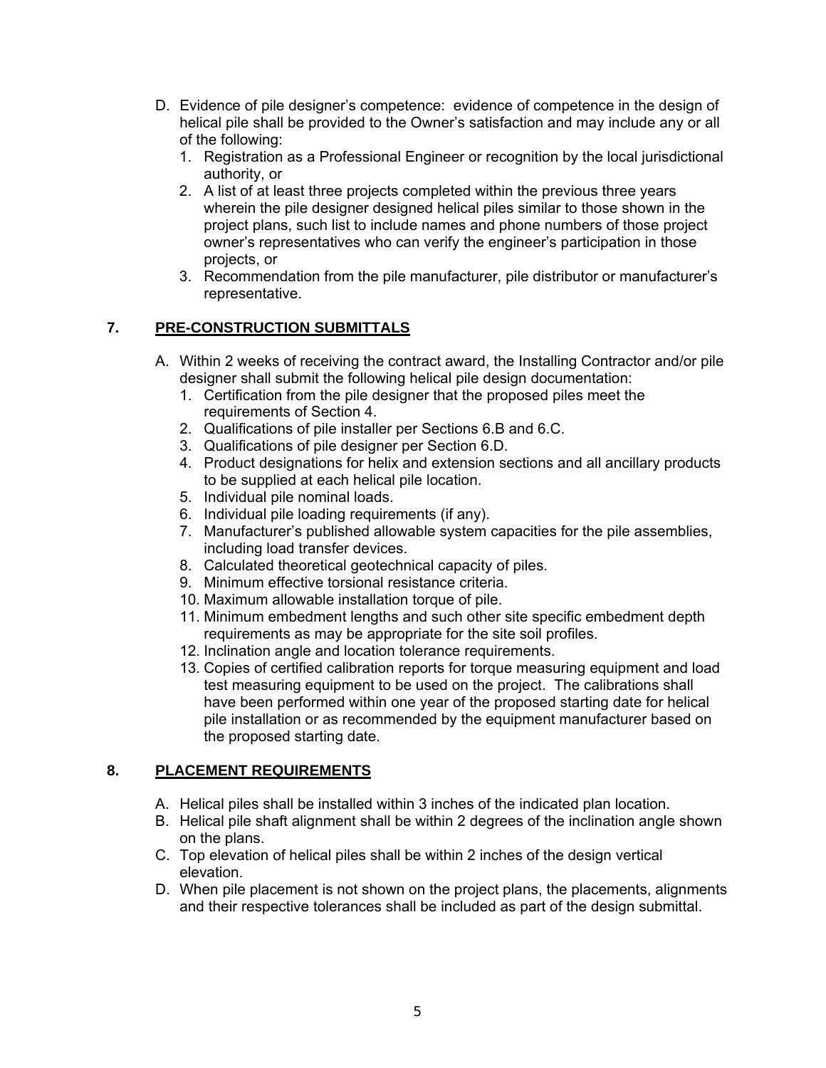D. Evidence of pile designer's competence: evidence of competence in the design of helical pile shall be provided to the Owner's satisfaction and may include any or all of the following:
   1. Registration as a Professional Engineer or recognition by the local jurisdictional authority, or
   2. A list of at least three projects completed within the previous three years wherein the pile designer designed helical piles similar to those shown in the project plans, such list to include names and phone numbers of those project owner's representatives who can verify the engineer's participation in those projects, or
   3. Recommendation from the pile manufacturer, pile distributor or manufacturer's representative.

## 7. PRE-CONSTRUCTION SUBMITTALS

A. Within 2 weeks of receiving the contract award, the Installing Contractor and/or pile designer shall submit the following helical pile design documentation:
   1. Certification from the pile designer that the proposed piles meet the requirements of Section 4.
   2. Qualifications of pile installer per Sections 6.B and 6.C.
   3. Qualifications of pile designer per Section 6.D.
   4. Product designations for helix and extension sections and all ancillary products to be supplied at each helical pile location.
   5. Individual pile nominal loads.
   6. Individual pile loading requirements (if any).
   7. Manufacturer's published allowable system capacities for the pile assemblies, including load transfer devices.
   8. Calculated theoretical geotechnical capacity of piles.
   9. Minimum effective torsional resistance criteria.
   10. Maximum allowable installation torque of pile.
   11. Minimum embedment lengths and such other site specific embedment depth requirements as may be appropriate for the site soil profiles.
   12. Inclination angle and location tolerance requirements.
   13. Copies of certified calibration reports for torque measuring equipment and load test measuring equipment to be used on the project. The calibrations shall have been performed within one year of the proposed starting date for helical pile installation or as recommended by the equipment manufacturer based on the proposed starting date.

## 8. PLACEMENT REQUIREMENTS

A. Helical piles shall be installed within 3 inches of the indicated plan location.
B. Helical pile shaft alignment shall be within 2 degrees of the inclination angle shown on the plans.
C. Top elevation of helical piles shall be within 2 inches of the design vertical elevation.
D. When pile placement is not shown on the project plans, the placements, alignments and their respective tolerances shall be included as part of the design submittal.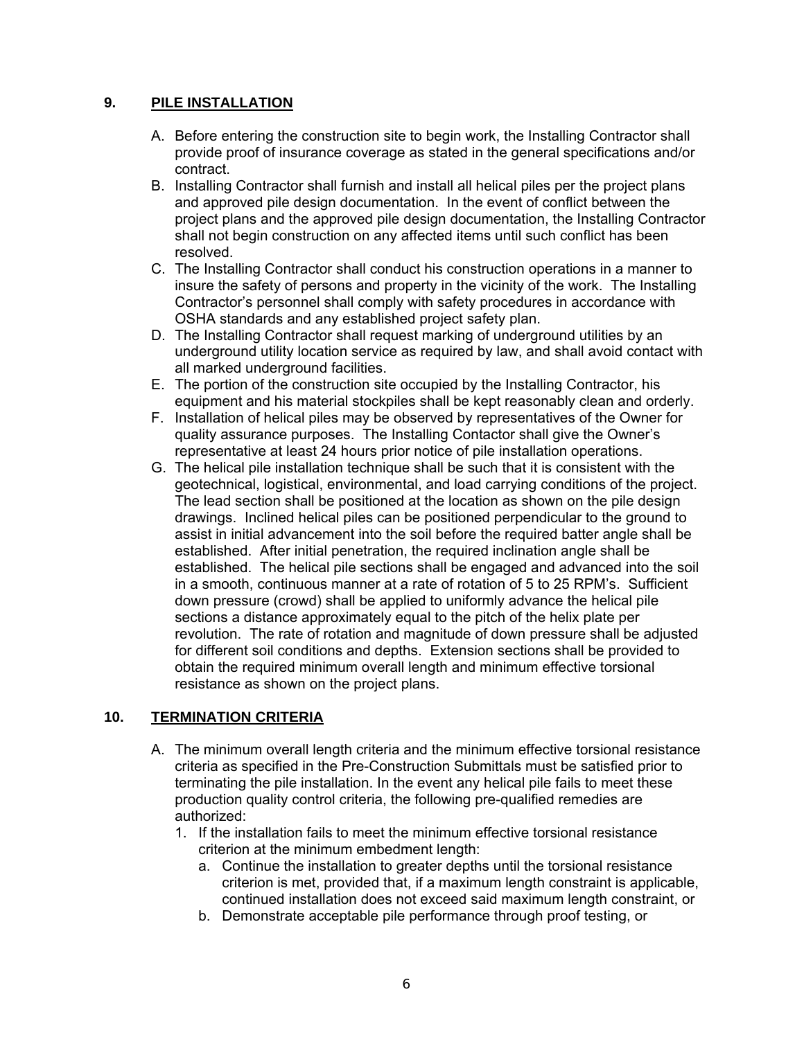## 9. PILE INSTALLATION

A. Before entering the construction site to begin work, the Installing Contractor shall provide proof of insurance coverage as stated in the general specifications and/or contract.

B. Installing Contractor shall furnish and install all helical piles per the project plans and approved pile design documentation. In the event of conflict between the project plans and the approved pile design documentation, the Installing Contractor shall not begin construction on any affected items until such conflict has been resolved.

C. The Installing Contractor shall conduct his construction operations in a manner to insure the safety of persons and property in the vicinity of the work. The Installing Contractor's personnel shall comply with safety procedures in accordance with OSHA standards and any established project safety plan.

D. The Installing Contractor shall request marking of underground utilities by an underground utility location service as required by law, and shall avoid contact with all marked underground facilities.

E. The portion of the construction site occupied by the Installing Contractor, his equipment and his material stockpiles shall be kept reasonably clean and orderly.

F. Installation of helical piles may be observed by representatives of the Owner for quality assurance purposes. The Installing Contactor shall give the Owner's representative at least 24 hours prior notice of pile installation operations.

G. The helical pile installation technique shall be such that it is consistent with the geotechnical, logistical, environmental, and load carrying conditions of the project. The lead section shall be positioned at the location as shown on the pile design drawings. Inclined helical piles can be positioned perpendicular to the ground to assist in initial advancement into the soil before the required batter angle shall be established. After initial penetration, the required inclination angle shall be established. The helical pile sections shall be engaged and advanced into the soil in a smooth, continuous manner at a rate of rotation of 5 to 25 RPM's. Sufficient down pressure (crowd) shall be applied to uniformly advance the helical pile sections a distance approximately equal to the pitch of the helix plate per revolution. The rate of rotation and magnitude of down pressure shall be adjusted for different soil conditions and depths. Extension sections shall be provided to obtain the required minimum overall length and minimum effective torsional resistance as shown on the project plans.

## 10. TERMINATION CRITERIA

A. The minimum overall length criteria and the minimum effective torsional resistance criteria as specified in the Pre-Construction Submittals must be satisfied prior to terminating the pile installation. In the event any helical pile fails to meet these production quality control criteria, the following pre-qualified remedies are authorized:
   1. If the installation fails to meet the minimum effective torsional resistance criterion at the minimum embedment length:
      a. Continue the installation to greater depths until the torsional resistance criterion is met, provided that, if a maximum length constraint is applicable, continued installation does not exceed said maximum length constraint, or
      b. Demonstrate acceptable pile performance through proof testing, or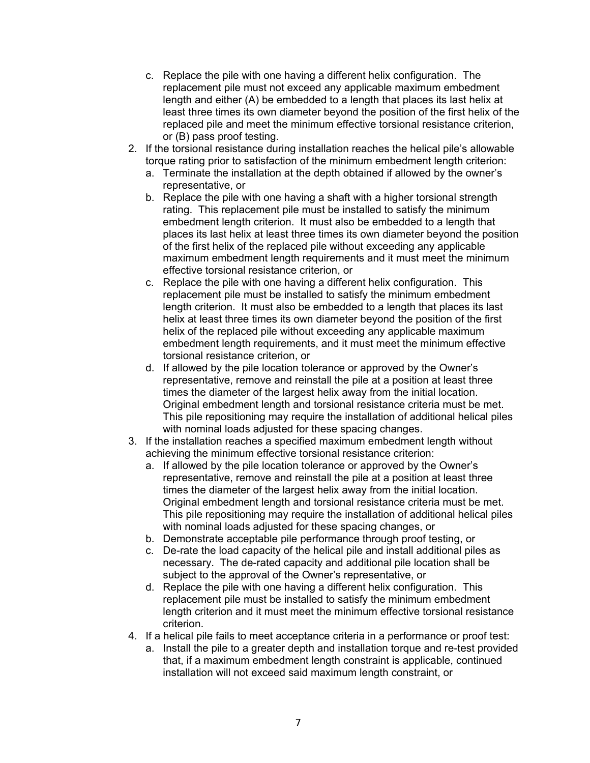c. Replace the pile with one having a different helix configuration. The replacement pile must not exceed any applicable maximum embedment length and either (A) be embedded to a length that places its last helix at least three times its own diameter beyond the position of the first helix of the replaced pile and meet the minimum effective torsional resistance criterion, or (B) pass proof testing.
2. If the torsional resistance during installation reaches the helical pile's allowable torque rating prior to satisfaction of the minimum embedment length criterion:
   a. Terminate the installation at the depth obtained if allowed by the owner's representative, or
   b. Replace the pile with one having a shaft with a higher torsional strength rating. This replacement pile must be installed to satisfy the minimum embedment length criterion. It must also be embedded to a length that places its last helix at least three times its own diameter beyond the position of the first helix of the replaced pile without exceeding any applicable maximum embedment length requirements and it must meet the minimum effective torsional resistance criterion, or
   c. Replace the pile with one having a different helix configuration. This replacement pile must be installed to satisfy the minimum embedment length criterion. It must also be embedded to a length that places its last helix at least three times its own diameter beyond the position of the first helix of the replaced pile without exceeding any applicable maximum embedment length requirements, and it must meet the minimum effective torsional resistance criterion, or
   d. If allowed by the pile location tolerance or approved by the Owner's representative, remove and reinstall the pile at a position at least three times the diameter of the largest helix away from the initial location. Original embedment length and torsional resistance criteria must be met. This pile repositioning may require the installation of additional helical piles with nominal loads adjusted for these spacing changes.
3. If the installation reaches a specified maximum embedment length without achieving the minimum effective torsional resistance criterion:
   a. If allowed by the pile location tolerance or approved by the Owner's representative, remove and reinstall the pile at a position at least three times the diameter of the largest helix away from the initial location. Original embedment length and torsional resistance criteria must be met. This pile repositioning may require the installation of additional helical piles with nominal loads adjusted for these spacing changes, or
   b. Demonstrate acceptable pile performance through proof testing, or
   c. De-rate the load capacity of the helical pile and install additional piles as necessary. The de-rated capacity and additional pile location shall be subject to the approval of the Owner's representative, or
   d. Replace the pile with one having a different helix configuration. This replacement pile must be installed to satisfy the minimum embedment length criterion and it must meet the minimum effective torsional resistance criterion.
4. If a helical pile fails to meet acceptance criteria in a performance or proof test:
   a. Install the pile to a greater depth and installation torque and re-test provided that, if a maximum embedment length constraint is applicable, continued installation will not exceed said maximum length constraint, or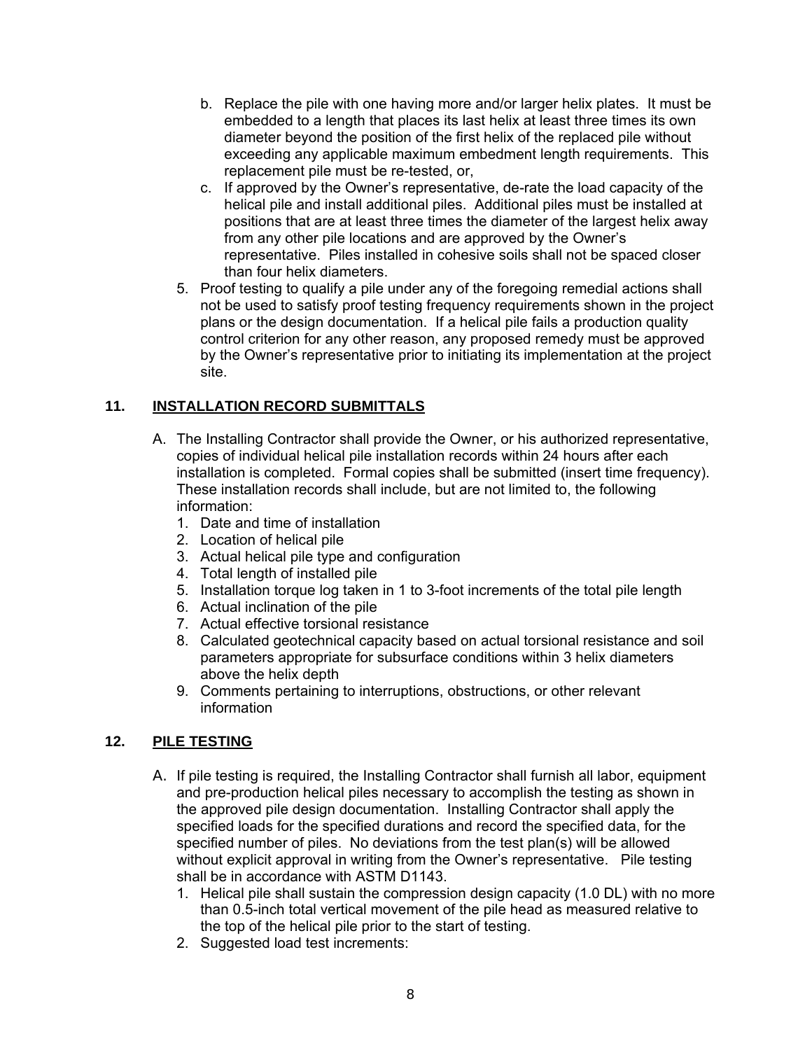b. Replace the pile with one having more and/or larger helix plates. It must be embedded to a length that places its last helix at least three times its own diameter beyond the position of the first helix of the replaced pile without exceeding any applicable maximum embedment length requirements. This replacement pile must be re-tested, or,

c. If approved by the Owner's representative, de-rate the load capacity of the helical pile and install additional piles. Additional piles must be installed at positions that are at least three times the diameter of the largest helix away from any other pile locations and are approved by the Owner's representative. Piles installed in cohesive soils shall not be spaced closer than four helix diameters.

5. Proof testing to qualify a pile under any of the foregoing remedial actions shall not be used to satisfy proof testing frequency requirements shown in the project plans or the design documentation. If a helical pile fails a production quality control criterion for any other reason, any proposed remedy must be approved by the Owner's representative prior to initiating its implementation at the project site.

## 11. INSTALLATION RECORD SUBMITTALS

A. The Installing Contractor shall provide the Owner, or his authorized representative, copies of individual helical pile installation records within 24 hours after each installation is completed. Formal copies shall be submitted (insert time frequency). These installation records shall include, but are not limited to, the following information:

1. Date and time of installation
2. Location of helical pile
3. Actual helical pile type and configuration
4. Total length of installed pile
5. Installation torque log taken in 1 to 3-foot increments of the total pile length
6. Actual inclination of the pile
7. Actual effective torsional resistance
8. Calculated geotechnical capacity based on actual torsional resistance and soil parameters appropriate for subsurface conditions within 3 helix diameters above the helix depth
9. Comments pertaining to interruptions, obstructions, or other relevant information

## 12. PILE TESTING

A. If pile testing is required, the Installing Contractor shall furnish all labor, equipment and pre-production helical piles necessary to accomplish the testing as shown in the approved pile design documentation. Installing Contractor shall apply the specified loads for the specified durations and record the specified data, for the specified number of piles. No deviations from the test plan(s) will be allowed without explicit approval in writing from the Owner's representative. Pile testing shall be in accordance with ASTM D1143.

1. Helical pile shall sustain the compression design capacity (1.0 DL) with no more than 0.5-inch total vertical movement of the pile head as measured relative to the top of the helical pile prior to the start of testing.
2. Suggested load test increments: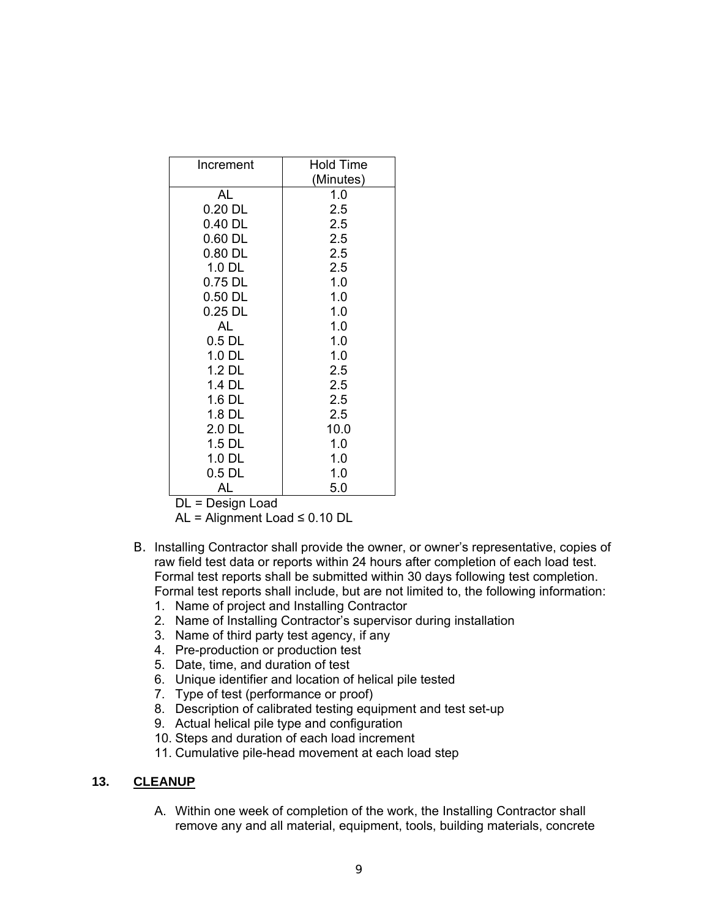| Increment | Hold Time (Minutes) |
|---|---|
| AL | 1.0 |
| 0.20 DL | 2.5 |
| 0.40 DL | 2.5 |
| 0.60 DL | 2.5 |
| 0.80 DL | 2.5 |
| 1.0 DL | 2.5 |
| 0.75 DL | 1.0 |
| 0.50 DL | 1.0 |
| 0.25 DL | 1.0 |
| AL | 1.0 |
| 0.5 DL | 1.0 |
| 1.0 DL | 1.0 |
| 1.2 DL | 2.5 |
| 1.4 DL | 2.5 |
| 1.6 DL | 2.5 |
| 1.8 DL | 2.5 |
| 2.0 DL | 10.0 |
| 1.5 DL | 1.0 |
| 1.0 DL | 1.0 |
| 0.5 DL | 1.0 |
| AL | 5.0 |

DL = Design Load

AL = Alignment Load ≤ 0.10 DL

B. Installing Contractor shall provide the owner, or owner's representative, copies of raw field test data or reports within 24 hours after completion of each load test. Formal test reports shall be submitted within 30 days following test completion. Formal test reports shall include, but are not limited to, the following information:
   1. Name of project and Installing Contractor
   2. Name of Installing Contractor's supervisor during installation
   3. Name of third party test agency, if any
   4. Pre-production or production test
   5. Date, time, and duration of test
   6. Unique identifier and location of helical pile tested
   7. Type of test (performance or proof)
   8. Description of calibrated testing equipment and test set-up
   9. Actual helical pile type and configuration
   10. Steps and duration of each load increment
   11. Cumulative pile-head movement at each load step

## 13. CLEANUP

A. Within one week of completion of the work, the Installing Contractor shall remove any and all material, equipment, tools, building materials, concrete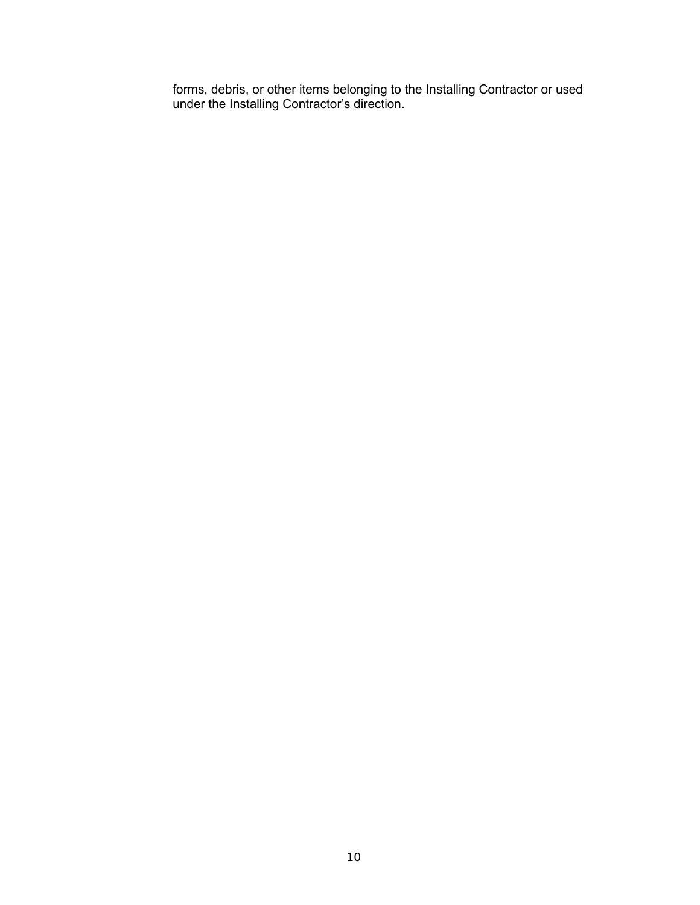forms, debris, or other items belonging to the Installing Contractor or used under the Installing Contractor’s direction.